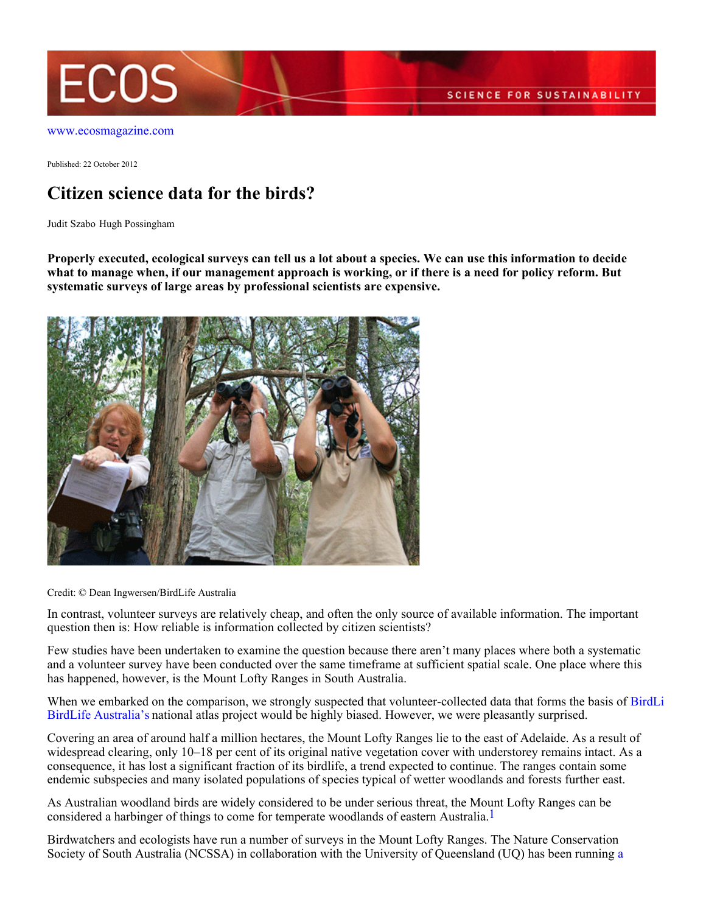www.ecosmagazine.com

Published: 22 October 2012

# Citizen science data for the birds?

Judit Szabo Hugh Possingham

**Properly executed, ecological surveys can tell us a lot about a species. We can use this information to decide what to manage when, if our management approach is working, or if there is a need for policy reform. But systematic surveys of large areas by professional scientists are expensive.**

Credit: © Dean Ingwersen/BirdLife Australia

In contrast, volunteer surveys are relatively cheap, and often the only source of available information. The important question then is: How reliable is information collected by citizen scientists?

Few studies have been undertaken to examine the question because there aren't many places where both a systematic and a volunteer survey have been conducted over the same timeframe at sufficient spatial scale. One place where this has happened, however, is the Mount Lofty Ranges in South Australia.

When we embarked on the comparison, we strongly suspected that volunteer-collected data that forms the basis of BirdLi BirdLife Australia's national atlas project would be highly biased. However, we were pleasantly surprised.

Covering an area of around half a million hectares, the Mount Lofty Ranges lie to the east of Adelaide. As a result of widespread clearing, only 10–18 per cent of its original native vegetation cover with understorey remains intact. As a consequence, it has lost a significant fraction of its birdlife, a trend expected to continue. The ranges contain some endemic subspecies and many isolated populations of species typical of wetter woodlands and forests further east.

As Australian woodland birds are widely considered to be under serious threat, the Mount Lofty Ranges can be considered a harbinger of things to come for temperate woodlands of eastern Australia.[1]

Birdwatchers and ecologists have run a number of surveys in the Mount Lofty Ranges. The Nature Conservation Society of South Australia (NCSSA) in collaboration with the University of Queensland (UQ) has been running a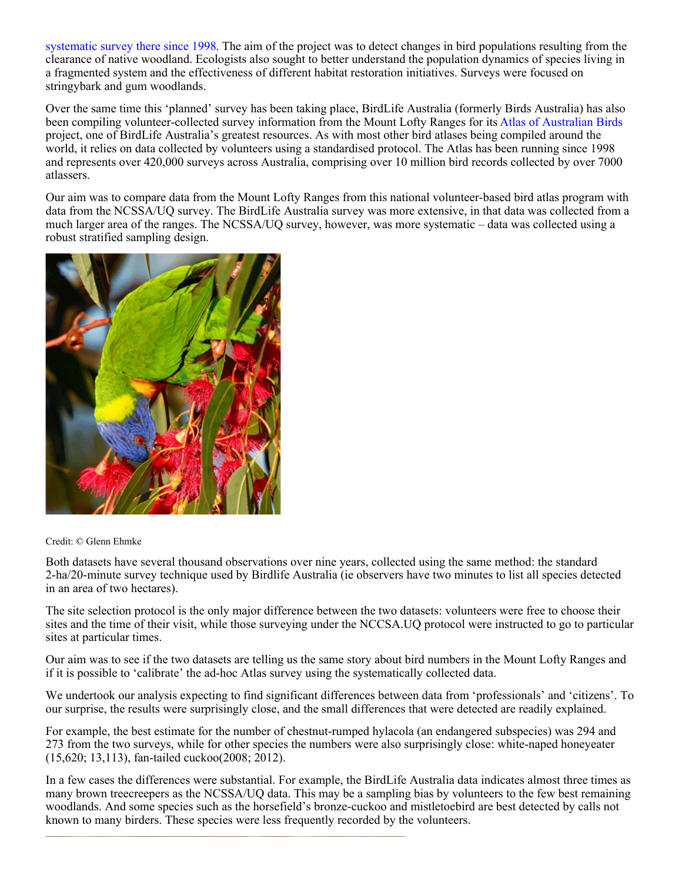systematic survey there since 1998. The aim of the project was to detect changes in bird populations resulting from the clearance of native woodland. Ecologists also sought to better understand the population dynamics of species living in a fragmented system and the effectiveness of different habitat restoration initiatives. Surveys were focused on stringybark and gum woodlands.

Over the same time this 'planned' survey has been taking place, BirdLife Australia (formerly Birds Australia) has also been compiling volunteer-collected survey information from the Mount Lofty Ranges for its Atlas of Australian Birds project, one of BirdLife Australia's greatest resources. As with most other bird atlases being compiled around the world, it relies on data collected by volunteers using a standardised protocol. The Atlas has been running since 1998 and represents over 420,000 surveys across Australia, comprising over 10 million bird records collected by over 7000 atlassers.

Our aim was to compare data from the Mount Lofty Ranges from this national volunteer-based bird atlas program with data from the NCSSA/UQ survey. The BirdLife Australia survey was more extensive, in that data was collected from a much larger area of the ranges. The NCSSA/UQ survey, however, was more systematic – data was collected using a robust stratified sampling design.

Credit: © Glenn Ehmke

Both datasets have several thousand observations over nine years, collected using the same method: the standard 2-ha/20-minute survey technique used by Birdlife Australia (ie observers have two minutes to list all species detected in an area of two hectares).

The site selection protocol is the only major difference between the two datasets: volunteers were free to choose their sites and the time of their visit, while those surveying under the NCCSA.UQ protocol were instructed to go to particular sites at particular times.

Our aim was to see if the two datasets are telling us the same story about bird numbers in the Mount Lofty Ranges and if it is possible to 'calibrate' the ad-hoc Atlas survey using the systematically collected data.

We undertook our analysis expecting to find significant differences between data from 'professionals' and 'citizens'. To our surprise, the results were surprisingly close, and the small differences that were detected are readily explained.

For example, the best estimate for the number of chestnut-rumped hylacola (an endangered subspecies) was 294 and 273 from the two surveys, while for other species the numbers were also surprisingly close: white-naped honeyeater (15,620; 13,113), fan-tailed cuckoo(2008; 2012).

In a few cases the differences were substantial. For example, the BirdLife Australia data indicates almost three times as many brown treecreepers as the NCSSA/UQ data. This may be a sampling bias by volunteers to the few best remaining woodlands. And some species such as the horsefield's bronze-cuckoo and mistletoebird are best detected by calls not known to many birders. These species were less frequently recorded by the volunteers.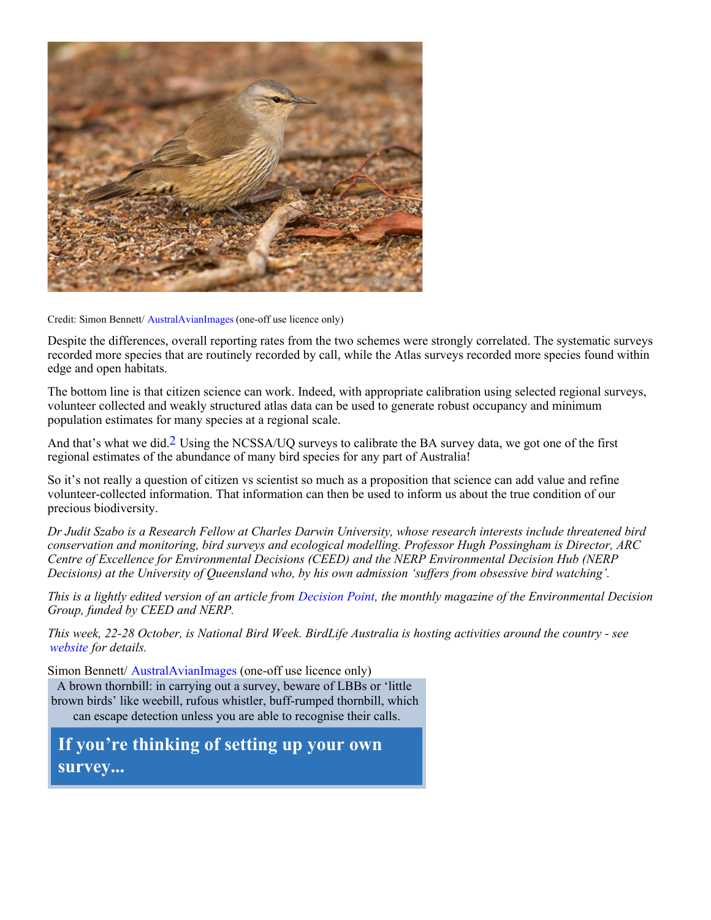Credit: Simon Bennett/ AustralAvianImages (one-off use licence only)

Despite the differences, overall reporting rates from the two schemes were strongly correlated. The systematic surveys recorded more species that are routinely recorded by call, while the Atlas surveys recorded more species found within edge and open habitats.

The bottom line is that citizen science can work. Indeed, with appropriate calibration using selected regional surveys, volunteer collected and weakly structured atlas data can be used to generate robust occupancy and minimum population estimates for many species at a regional scale.

And that's what we did.[2] Using the NCSSA/UQ surveys to calibrate the BA survey data, we got one of the first regional estimates of the abundance of many bird species for any part of Australia!

So it's not really a question of citizen vs scientist so much as a proposition that science can add value and refine volunteer-collected information. That information can then be used to inform us about the true condition of our precious biodiversity.

*Dr Judit Szabo is a Research Fellow at Charles Darwin University, whose research interests include threatened bird conservation and monitoring, bird surveys and ecological modelling. Professor Hugh Possingham is Director, ARC Centre of Excellence for Environmental Decisions (CEED) and the NERP Environmental Decision Hub (NERP Decisions) at the University of Queensland who, by his own admission 'suffers from obsessive bird watching'.*

*This is a lightly edited version of an article from Decision Point, the monthly magazine of the Environmental Decision Group, funded by CEED and NERP.*

*This week, 22-28 October, is National Bird Week. BirdLife Australia is hosting activities around the country - see website for details.*

Simon Bennett/ AustralAvianImages (one-off use licence only)

A brown thornbill: in carrying out a survey, beware of LBBs or 'little brown birds' like weebill, rufous whistler, buff-rumped thornbill, which can escape detection unless you are able to recognise their calls.

## If you're thinking of setting up your own survey...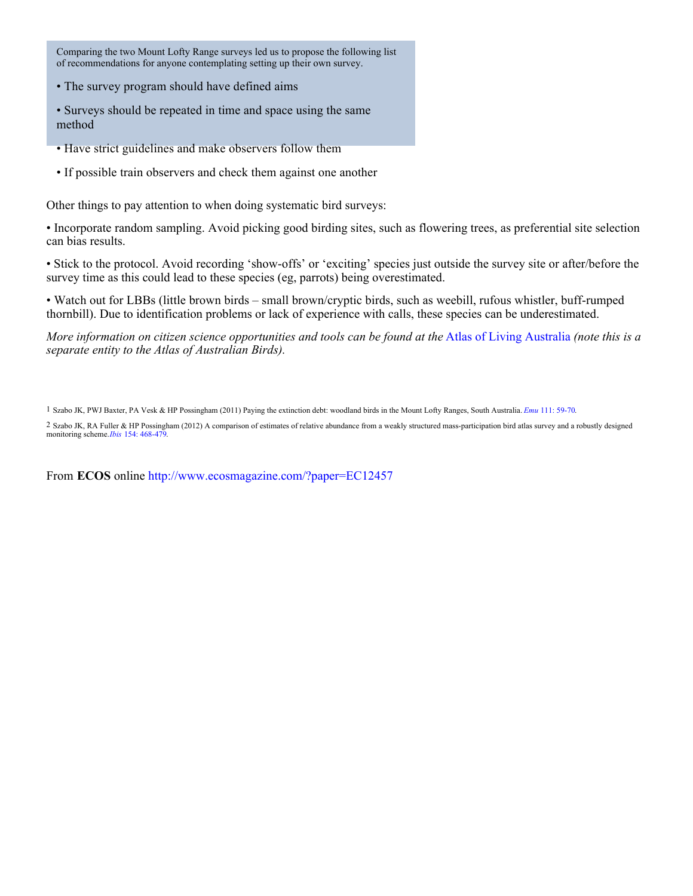Comparing the two Mount Lofty Range surveys led us to propose the following list of recommendations for anyone contemplating setting up their own survey.

- The survey program should have defined aims
- Surveys should be repeated in time and space using the same method
- Have strict guidelines and make observers follow them
- If possible train observers and check them against one another

Other things to pay attention to when doing systematic bird surveys:

- Incorporate random sampling. Avoid picking good birding sites, such as flowering trees, as preferential site selection can bias results.
- Stick to the protocol. Avoid recording 'show-offs' or 'exciting' species just outside the survey site or after/before the survey time as this could lead to these species (eg, parrots) being overestimated.
- Watch out for LBBs (little brown birds – small brown/cryptic birds, such as weebill, rufous whistler, buff-rumped thornbill). Due to identification problems or lack of experience with calls, these species can be underestimated.

*More information on citizen science opportunities and tools can be found at the* Atlas of Living Australia *(note this is a separate entity to the Atlas of Australian Birds).*

1 Szabo JK, PWJ Baxter, PA Vesk & HP Possingham (2011) Paying the extinction debt: woodland birds in the Mount Lofty Ranges, South Australia. *Emu* 111: 59-70.

2 Szabo JK, RA Fuller & HP Possingham (2012) A comparison of estimates of relative abundance from a weakly structured mass-participation bird atlas survey and a robustly designed monitoring scheme. *Ibis* 154: 468-479.

From **ECOS** online http://www.ecosmagazine.com/?paper=EC12457